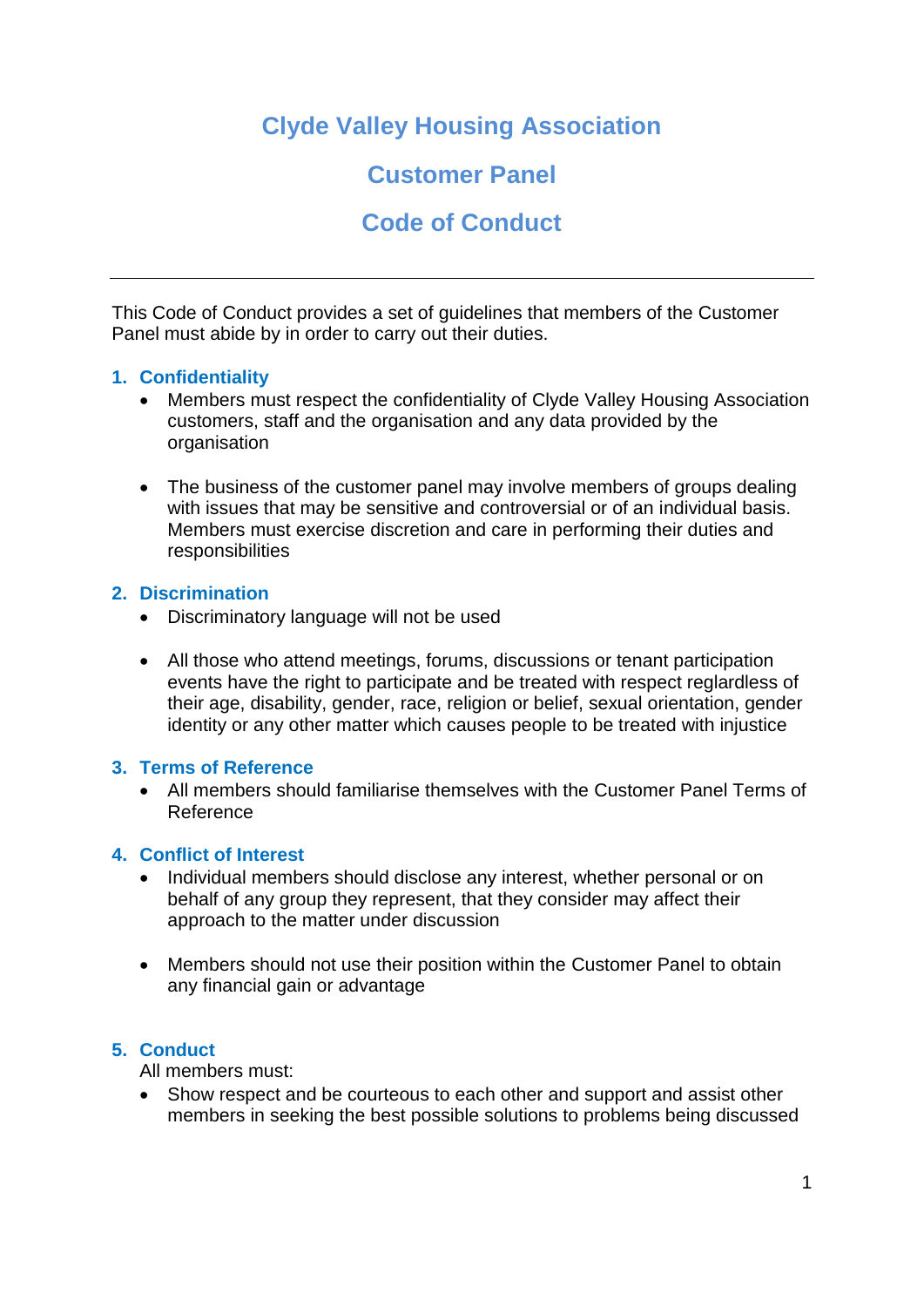# Clyde Valley Housing Association

# Customer Panel

# Code of Conduct

---

This Code of Conduct provides a set of guidelines that members of the Customer Panel must abide by in order to carry out their duties.

## 1. Confidentiality

- Members must respect the confidentiality of Clyde Valley Housing Association customers, staff and the organisation and any data provided by the organisation

- The business of the customer panel may involve members of groups dealing with issues that may be sensitive and controversial or of an individual basis. Members must exercise discretion and care in performing their duties and responsibilities

## 2. Discrimination

- Discriminatory language will not be used

- All those who attend meetings, forums, discussions or tenant participation events have the right to participate and be treated with respect reglardless of their age, disability, gender, race, religion or belief, sexual orientation, gender identity or any other matter which causes people to be treated with injustice

## 3. Terms of Reference

- All members should familiarise themselves with the Customer Panel Terms of Reference

## 4. Conflict of Interest

- Individual members should disclose any interest, whether personal or on behalf of any group they represent, that they consider may affect their approach to the matter under discussion

- Members should not use their position within the Customer Panel to obtain any financial gain or advantage

## 5. Conduct

All members must:

- Show respect and be courteous to each other and support and assist other members in seeking the best possible solutions to problems being discussed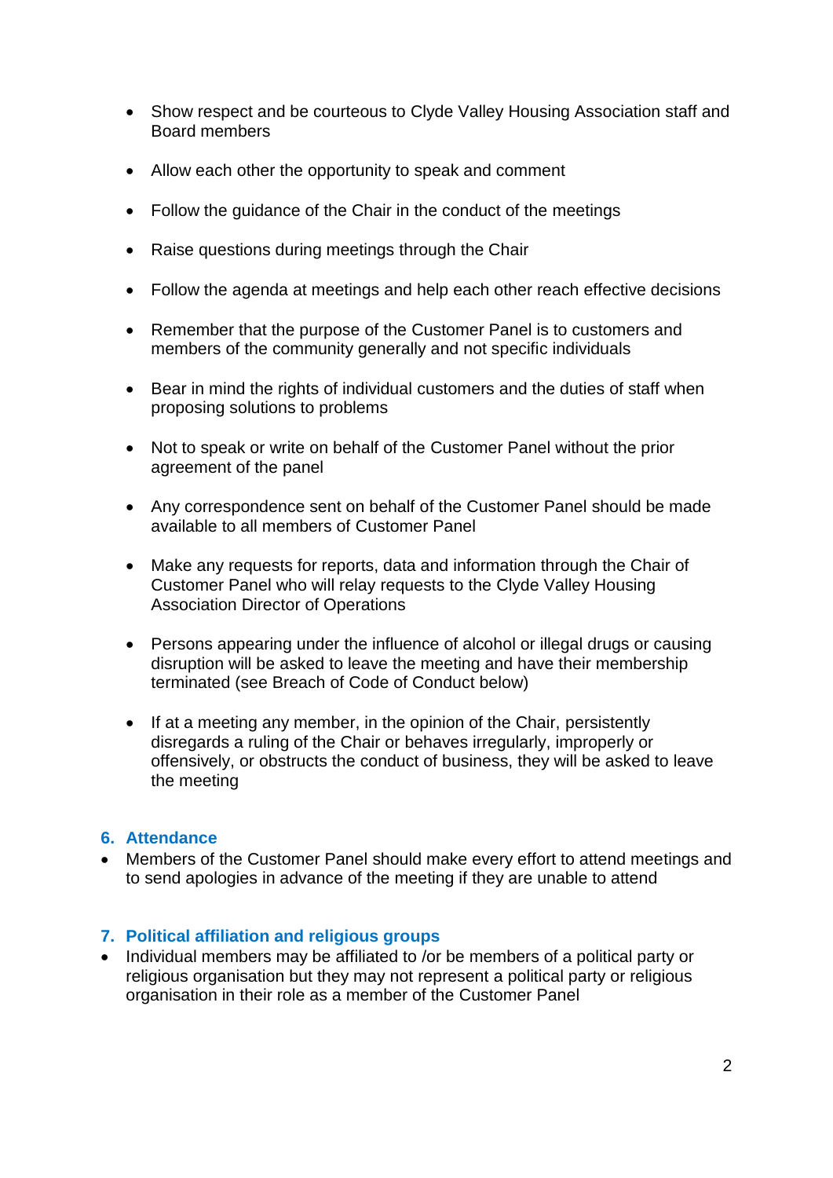- Show respect and be courteous to Clyde Valley Housing Association staff and Board members
- Allow each other the opportunity to speak and comment
- Follow the guidance of the Chair in the conduct of the meetings
- Raise questions during meetings through the Chair
- Follow the agenda at meetings and help each other reach effective decisions
- Remember that the purpose of the Customer Panel is to customers and members of the community generally and not specific individuals
- Bear in mind the rights of individual customers and the duties of staff when proposing solutions to problems
- Not to speak or write on behalf of the Customer Panel without the prior agreement of the panel
- Any correspondence sent on behalf of the Customer Panel should be made available to all members of Customer Panel
- Make any requests for reports, data and information through the Chair of Customer Panel who will relay requests to the Clyde Valley Housing Association Director of Operations
- Persons appearing under the influence of alcohol or illegal drugs or causing disruption will be asked to leave the meeting and have their membership terminated (see Breach of Code of Conduct below)
- If at a meeting any member, in the opinion of the Chair, persistently disregards a ruling of the Chair or behaves irregularly, improperly or offensively, or obstructs the conduct of business, they will be asked to leave the meeting

## 6. Attendance

- Members of the Customer Panel should make every effort to attend meetings and to send apologies in advance of the meeting if they are unable to attend

## 7. Political affiliation and religious groups

- Individual members may be affiliated to /or be members of a political party or religious organisation but they may not represent a political party or religious organisation in their role as a member of the Customer Panel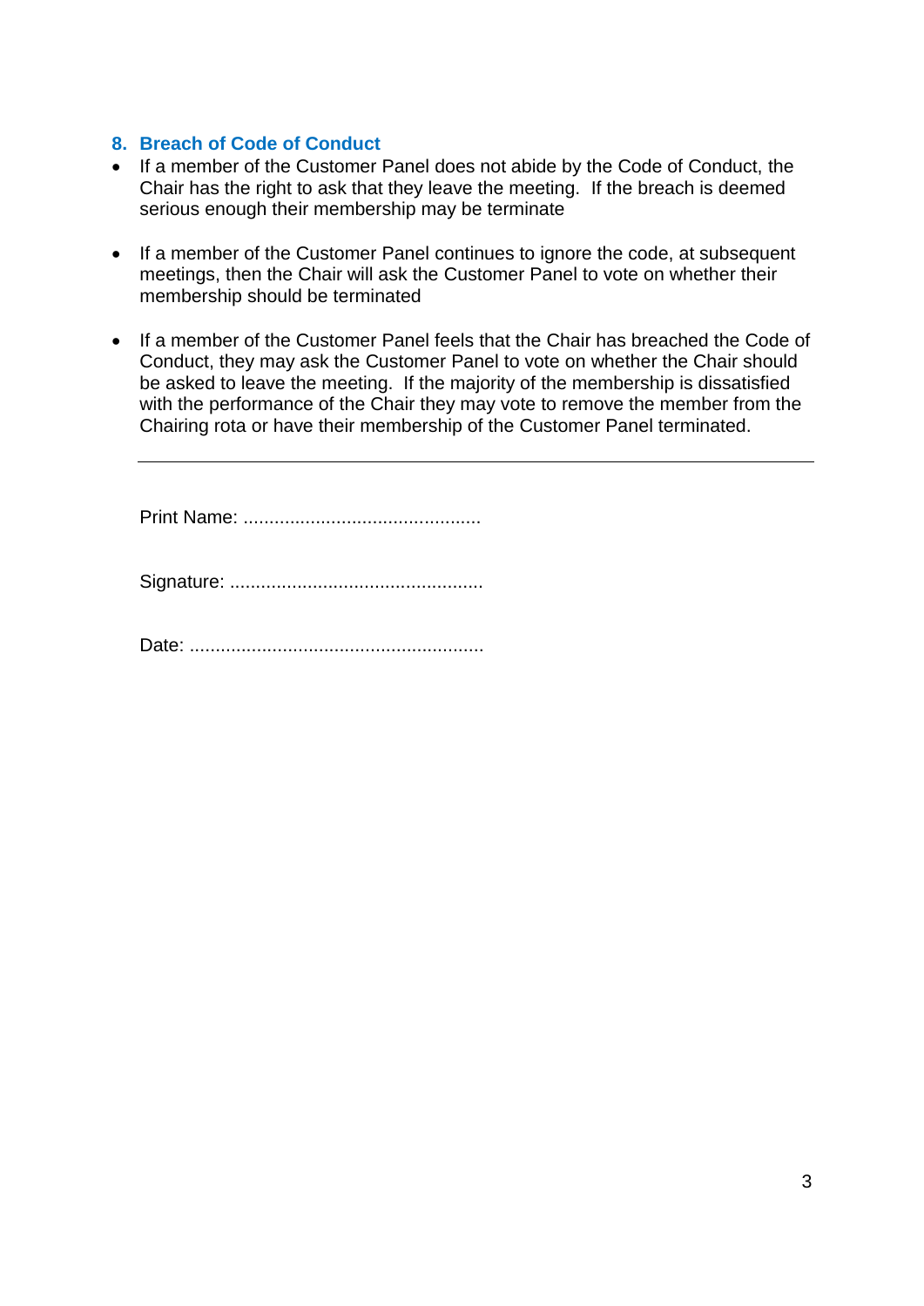## 8. Breach of Code of Conduct

- If a member of the Customer Panel does not abide by the Code of Conduct, the Chair has the right to ask that they leave the meeting. If the breach is deemed serious enough their membership may be terminate
- If a member of the Customer Panel continues to ignore the code, at subsequent meetings, then the Chair will ask the Customer Panel to vote on whether their membership should be terminated
- If a member of the Customer Panel feels that the Chair has breached the Code of Conduct, they may ask the Customer Panel to vote on whether the Chair should be asked to leave the meeting. If the majority of the membership is dissatisfied with the performance of the Chair they may vote to remove the member from the Chairing rota or have their membership of the Customer Panel terminated.

---

Print Name: .............................................

Signature: ................................................

Date: ........................................................